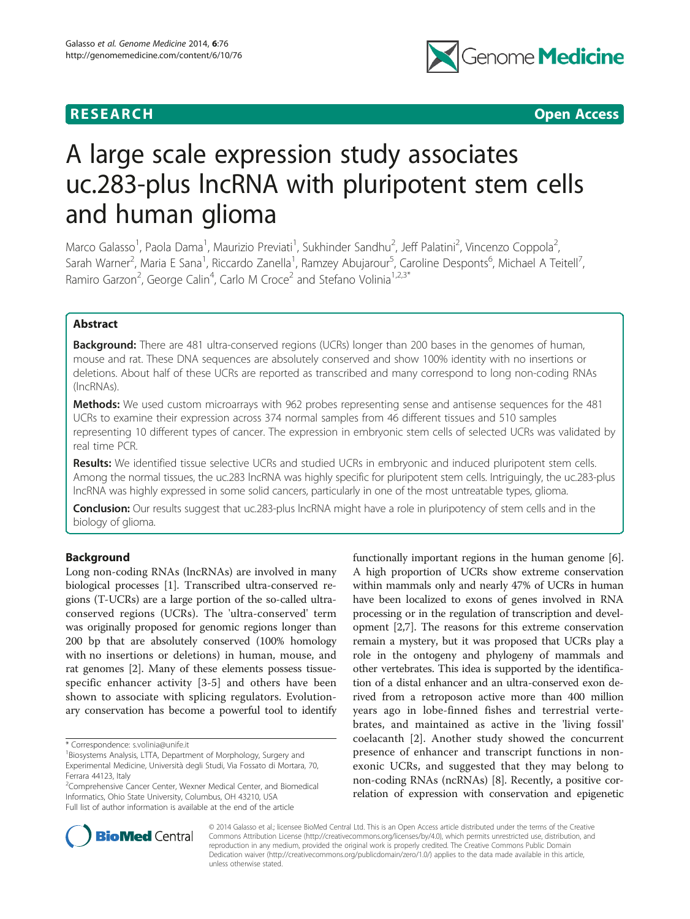RESEARCH Open Access

# A large scale expression study associates uc.283-plus lncRNA with pluripotent stem cells and human glioma

Marco Galasso[1], Paola Dama[1], Maurizio Previati[1], Sukhinder Sandhu[2], Jeff Palatini[2], Vincenzo Coppola[2], Sarah Warner[2], Maria E Sana[1], Riccardo Zanella[1], Ramzey Abujarour[5], Caroline Desponts[6], Michael A Teitell[7], Ramiro Garzon[2], George Calin[4], Carlo M Croce[2] and Stefano Volinia[1,2,3*]

## Abstract

**Background:** There are 481 ultra-conserved regions (UCRs) longer than 200 bases in the genomes of human, mouse and rat. These DNA sequences are absolutely conserved and show 100% identity with no insertions or deletions. About half of these UCRs are reported as transcribed and many correspond to long non-coding RNAs (lncRNAs).

**Methods:** We used custom microarrays with 962 probes representing sense and antisense sequences for the 481 UCRs to examine their expression across 374 normal samples from 46 different tissues and 510 samples representing 10 different types of cancer. The expression in embryonic stem cells of selected UCRs was validated by real time PCR.

**Results:** We identified tissue selective UCRs and studied UCRs in embryonic and induced pluripotent stem cells. Among the normal tissues, the uc.283 lncRNA was highly specific for pluripotent stem cells. Intriguingly, the uc.283-plus lncRNA was highly expressed in some solid cancers, particularly in one of the most untreatable types, glioma.

**Conclusion:** Our results suggest that uc.283-plus lncRNA might have a role in pluripotency of stem cells and in the biology of glioma.

## Background

Long non-coding RNAs (lncRNAs) are involved in many biological processes [1]. Transcribed ultra-conserved regions (T-UCRs) are a large portion of the so-called ultra-conserved regions (UCRs). The 'ultra-conserved' term was originally proposed for genomic regions longer than 200 bp that are absolutely conserved (100% homology with no insertions or deletions) in human, mouse, and rat genomes [2]. Many of these elements possess tissue-specific enhancer activity [3-5] and others have been shown to associate with splicing regulators. Evolutionary conservation has become a powerful tool to identify functionally important regions in the human genome [6]. A high proportion of UCRs show extreme conservation within mammals only and nearly 47% of UCRs in human have been localized to exons of genes involved in RNA processing or in the regulation of transcription and development [2,7]. The reasons for this extreme conservation remain a mystery, but it was proposed that UCRs play a role in the ontogeny and phylogeny of mammals and other vertebrates. This idea is supported by the identification of a distal enhancer and an ultra-conserved exon derived from a retroposon active more than 400 million years ago in lobe-finned fishes and terrestrial vertebrates, and maintained as active in the 'living fossil' coelacanth [2]. Another study showed the concurrent presence of enhancer and transcript functions in non-exonic UCRs, and suggested that they may belong to non-coding RNAs (ncRNAs) [8]. Recently, a positive correlation of expression with conservation and epigenetic

\* Correspondence: s.volinia@unife.it
[1]Biosystems Analysis, LTTA, Department of Morphology, Surgery and Experimental Medicine, Università degli Studi, Via Fossato di Mortara, 70, Ferrara 44123, Italy
[2]Comprehensive Cancer Center, Wexner Medical Center, and Biomedical Informatics, Ohio State University, Columbus, OH 43210, USA
Full list of author information is available at the end of the article

© 2014 Galasso et al.; licensee BioMed Central Ltd. This is an Open Access article distributed under the terms of the Creative Commons Attribution License (http://creativecommons.org/licenses/by/4.0), which permits unrestricted use, distribution, and reproduction in any medium, provided the original work is properly credited. The Creative Commons Public Domain Dedication waiver (http://creativecommons.org/publicdomain/zero/1.0/) applies to the data made available in this article, unless otherwise stated.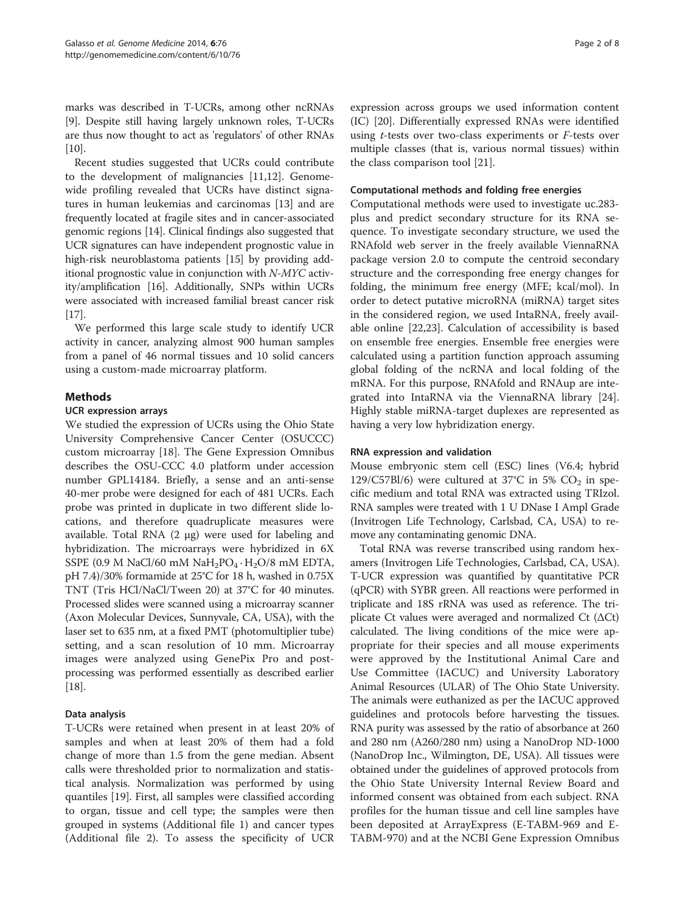marks was described in T-UCRs, among other ncRNAs [9]. Despite still having largely unknown roles, T-UCRs are thus now thought to act as 'regulators' of other RNAs [10].

Recent studies suggested that UCRs could contribute to the development of malignancies [11,12]. Genome-wide profiling revealed that UCRs have distinct signatures in human leukemias and carcinomas [13] and are frequently located at fragile sites and in cancer-associated genomic regions [14]. Clinical findings also suggested that UCR signatures can have independent prognostic value in high-risk neuroblastoma patients [15] by providing additional prognostic value in conjunction with *N-MYC* activity/amplification [16]. Additionally, SNPs within UCRs were associated with increased familial breast cancer risk [17].

We performed this large scale study to identify UCR activity in cancer, analyzing almost 900 human samples from a panel of 46 normal tissues and 10 solid cancers using a custom-made microarray platform.

## Methods

### UCR expression arrays

We studied the expression of UCRs using the Ohio State University Comprehensive Cancer Center (OSUCCC) custom microarray [18]. The Gene Expression Omnibus describes the OSU-CCC 4.0 platform under accession number GPL14184. Briefly, a sense and an anti-sense 40-mer probe were designed for each of 481 UCRs. Each probe was printed in duplicate in two different slide locations, and therefore quadruplicate measures were available. Total RNA (2 μg) were used for labeling and hybridization. The microarrays were hybridized in 6X SSPE (0.9 M NaCl/60 mM $NaH_2PO_4 \cdot H_2O$/8 mM EDTA, pH 7.4)/30% formamide at 25°C for 18 h, washed in 0.75X TNT (Tris HCl/NaCl/Tween 20) at 37°C for 40 minutes. Processed slides were scanned using a microarray scanner (Axon Molecular Devices, Sunnyvale, CA, USA), with the laser set to 635 nm, at a fixed PMT (photomultiplier tube) setting, and a scan resolution of 10 mm. Microarray images were analyzed using GenePix Pro and post-processing was performed essentially as described earlier [18].

### Data analysis

T-UCRs were retained when present in at least 20% of samples and when at least 20% of them had a fold change of more than 1.5 from the gene median. Absent calls were thresholded prior to normalization and statistical analysis. Normalization was performed by using quantiles [19]. First, all samples were classified according to organ, tissue and cell type; the samples were then grouped in systems (Additional file 1) and cancer types (Additional file 2). To assess the specificity of UCR expression across groups we used information content (IC) [20]. Differentially expressed RNAs were identified using *t*-tests over two-class experiments or *F*-tests over multiple classes (that is, various normal tissues) within the class comparison tool [21].

### Computational methods and folding free energies

Computational methods were used to investigate uc.283-plus and predict secondary structure for its RNA sequence. To investigate secondary structure, we used the RNAfold web server in the freely available ViennaRNA package version 2.0 to compute the centroid secondary structure and the corresponding free energy changes for folding, the minimum free energy (MFE; kcal/mol). In order to detect putative microRNA (miRNA) target sites in the considered region, we used IntaRNA, freely available online [22,23]. Calculation of accessibility is based on ensemble free energies. Ensemble free energies were calculated using a partition function approach assuming global folding of the ncRNA and local folding of the mRNA. For this purpose, RNAfold and RNAup are integrated into IntaRNA via the ViennaRNA library [24]. Highly stable miRNA-target duplexes are represented as having a very low hybridization energy.

### RNA expression and validation

Mouse embryonic stem cell (ESC) lines (V6.4; hybrid 129/C57Bl/6) were cultured at 37°C in 5% $CO_2$ in specific medium and total RNA was extracted using TRIzol. RNA samples were treated with 1 U DNase I Ampl Grade (Invitrogen Life Technology, Carlsbad, CA, USA) to remove any contaminating genomic DNA.

Total RNA was reverse transcribed using random hexamers (Invitrogen Life Technologies, Carlsbad, CA, USA). T-UCR expression was quantified by quantitative PCR (qPCR) with SYBR green. All reactions were performed in triplicate and 18S rRNA was used as reference. The triplicate Ct values were averaged and normalized Ct (ΔCt) calculated. The living conditions of the mice were appropriate for their species and all mouse experiments were approved by the Institutional Animal Care and Use Committee (IACUC) and University Laboratory Animal Resources (ULAR) of The Ohio State University. The animals were euthanized as per the IACUC approved guidelines and protocols before harvesting the tissues. RNA purity was assessed by the ratio of absorbance at 260 and 280 nm (A260/280 nm) using a NanoDrop ND-1000 (NanoDrop Inc., Wilmington, DE, USA). All tissues were obtained under the guidelines of approved protocols from the Ohio State University Internal Review Board and informed consent was obtained from each subject. RNA profiles for the human tissue and cell line samples have been deposited at ArrayExpress (E-TABM-969 and E-TABM-970) and at the NCBI Gene Expression Omnibus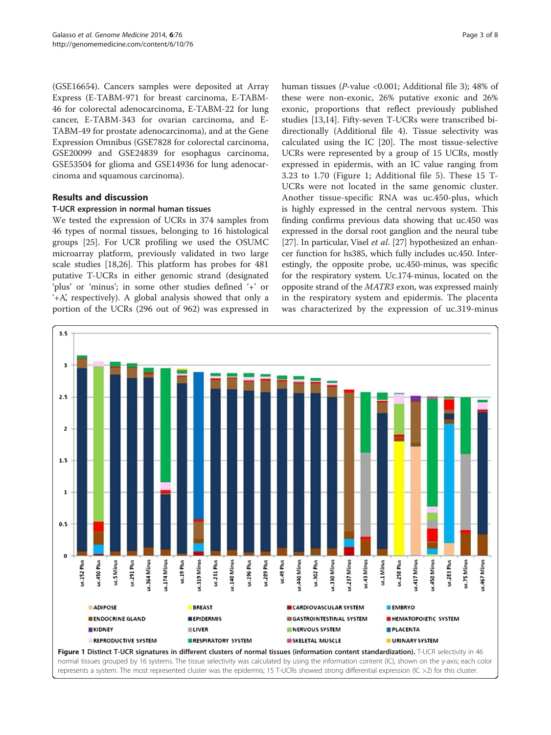(GSE16654). Cancers samples were deposited at Array Express (E-TABM-971 for breast carcinoma, E-TABM-46 for colorectal adenocarcinoma, E-TABM-22 for lung cancer, E-TABM-343 for ovarian carcinoma, and E-TABM-49 for prostate adenocarcinoma), and at the Gene Expression Omnibus (GSE7828 for colorectal carcinoma, GSE20099 and GSE24839 for esophagus carcinoma, GSE53504 for glioma and GSE14936 for lung adenocarcinoma and squamous carcinoma).

## Results and discussion

### T-UCR expression in normal human tissues

We tested the expression of UCRs in 374 samples from 46 types of normal tissues, belonging to 16 histological groups [25]. For UCR profiling we used the OSUMC microarray platform, previously validated in two large scale studies [18,26]. This platform has probes for 481 putative T-UCRs in either genomic strand (designated 'plus' or 'minus'; in some other studies defined '+' or '+A', respectively). A global analysis showed that only a portion of the UCRs (296 out of 962) was expressed in human tissues (*P*-value <0.001; Additional file 3); 48% of these were non-exonic, 26% putative exonic and 26% exonic, proportions that reflect previously published studies [13,14]. Fifty-seven T-UCRs were transcribed bi-directionally (Additional file 4). Tissue selectivity was calculated using the IC [20]. The most tissue-selective UCRs were represented by a group of 15 UCRs, mostly expressed in epidermis, with an IC value ranging from 3.23 to 1.70 (Figure 1; Additional file 5). These 15 T-UCRs were not located in the same genomic cluster. Another tissue-specific RNA was uc.450-plus, which is highly expressed in the central nervous system. This finding confirms previous data showing that uc.450 was expressed in the dorsal root ganglion and the neural tube [27]. In particular, Visel *et al*. [27] hypothesized an enhancer function for hs385, which fully includes uc.450. Interestingly, the opposite probe, uc.450-minus, was specific for the respiratory system. Uc.174-minus, located on the opposite strand of the *MATR3* exon, was expressed mainly in the respiratory system and epidermis. The placenta was characterized by the expression of uc.319-minus

**Figure 1 Distinct T-UCR signatures in different clusters of normal tissues (information content standardization).** T-UCR selectivity in 46 normal tissues grouped by 16 systems. The tissue selectivity was calculated by using the information content (IC), shown on the y-axis; each color represents a system. The most represented cluster was the epidermis; 15 T-UCRs showed strong differential expression (IC >2) for this cluster.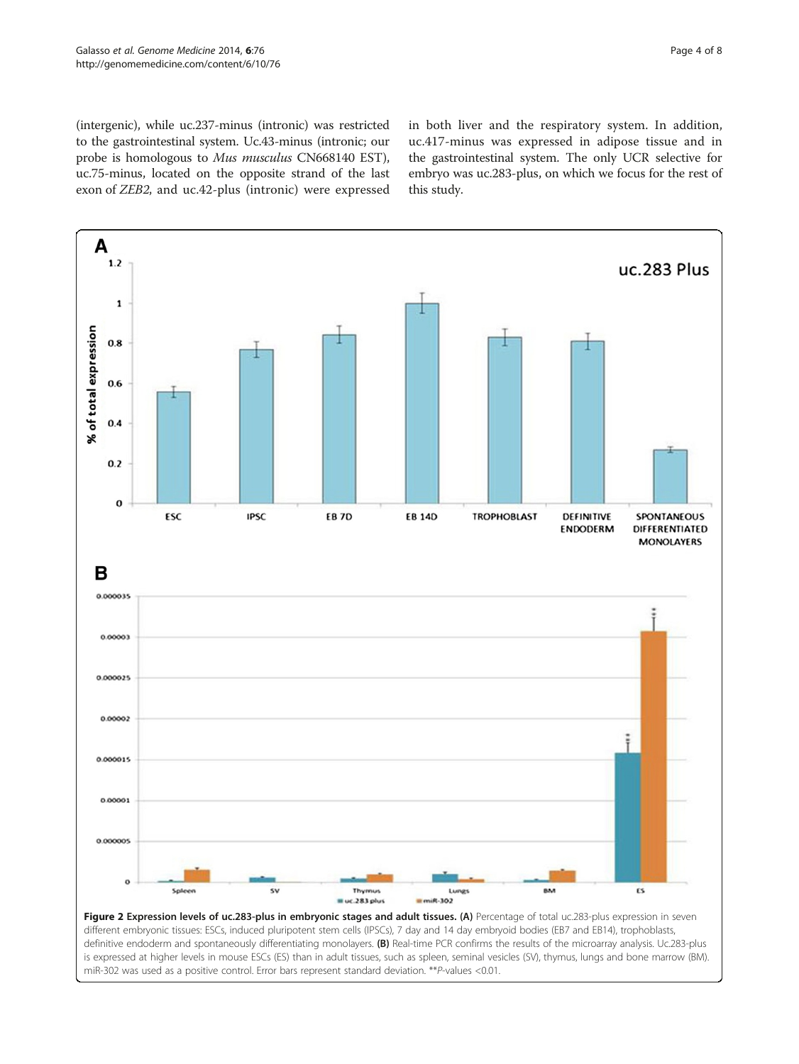(intergenic), while uc.237-minus (intronic) was restricted to the gastrointestinal system. Uc.43-minus (intronic; our probe is homologous to *Mus musculus* CN668140 EST), uc.75-minus, located on the opposite strand of the last exon of *ZEB2*, and uc.42-plus (intronic) were expressed in both liver and the respiratory system. In addition, uc.417-minus was expressed in adipose tissue and in the gastrointestinal system. The only UCR selective for embryo was uc.283-plus, on which we focus for the rest of this study.

**Figure 2 Expression levels of uc.283-plus in embryonic stages and adult tissues. (A)** Percentage of total uc.283-plus expression in seven different embryonic tissues: ESCs, induced pluripotent stem cells (IPSCs), 7 day and 14 day embryoid bodies (EB7 and EB14), trophoblasts, definitive endoderm and spontaneously differentiating monolayers. **(B)** Real-time PCR confirms the results of the microarray analysis. Uc.283-plus is expressed at higher levels in mouse ESCs (ES) than in adult tissues, such as spleen, seminal vesicles (SV), thymus, lungs and bone marrow (BM). miR-302 was used as a positive control. Error bars represent standard deviation. \*\**P*-values <0.01.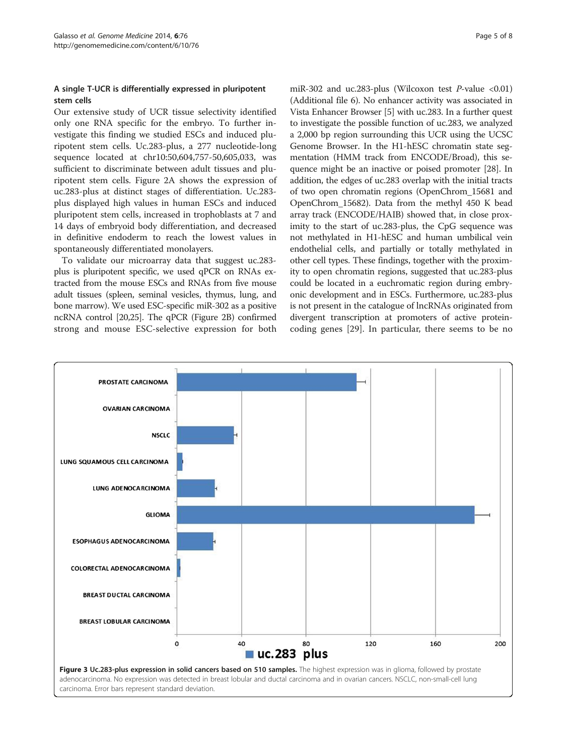### A single T-UCR is differentially expressed in pluripotent stem cells

Our extensive study of UCR tissue selectivity identified only one RNA specific for the embryo. To further investigate this finding we studied ESCs and induced pluripotent stem cells. Uc.283-plus, a 277 nucleotide-long sequence located at chr10:50,604,757-50,605,033, was sufficient to discriminate between adult tissues and pluripotent stem cells. Figure 2A shows the expression of uc.283-plus at distinct stages of differentiation. Uc.283-plus displayed high values in human ESCs and induced pluripotent stem cells, increased in trophoblasts at 7 and 14 days of embryoid body differentiation, and decreased in definitive endoderm to reach the lowest values in spontaneously differentiated monolayers.

To validate our microarray data that suggest uc.283-plus is pluripotent specific, we used qPCR on RNAs extracted from the mouse ESCs and RNAs from five mouse adult tissues (spleen, seminal vesicles, thymus, lung, and bone marrow). We used ESC-specific miR-302 as a positive ncRNA control [20,25]. The qPCR (Figure 2B) confirmed strong and mouse ESC-selective expression for both miR-302 and uc.283-plus (Wilcoxon test *P*-value <0.01) (Additional file 6). No enhancer activity was associated in Vista Enhancer Browser [5] with uc.283. In a further quest to investigate the possible function of uc.283, we analyzed a 2,000 bp region surrounding this UCR using the UCSC Genome Browser. In the H1-hESC chromatin state segmentation (HMM track from ENCODE/Broad), this sequence might be an inactive or poised promoter [28]. In addition, the edges of uc.283 overlap with the initial tracts of two open chromatin regions (OpenChrom_15681 and OpenChrom_15682). Data from the methyl 450 K bead array track (ENCODE/HAIB) showed that, in close proximity to the start of uc.283-plus, the CpG sequence was not methylated in H1-hESC and human umbilical vein endothelial cells, and partially or totally methylated in other cell types. These findings, together with the proximity to open chromatin regions, suggested that uc.283-plus could be located in a euchromatic region during embryonic development and in ESCs. Furthermore, uc.283-plus is not present in the catalogue of lncRNAs originated from divergent transcription at promoters of active protein-coding genes [29]. In particular, there seems to be no

**Figure 3 Uc.283-plus expression in solid cancers based on 510 samples.** The highest expression was in glioma, followed by prostate adenocarcinoma. No expression was detected in breast lobular and ductal carcinoma and in ovarian cancers. NSCLC, non-small-cell lung carcinoma. Error bars represent standard deviation.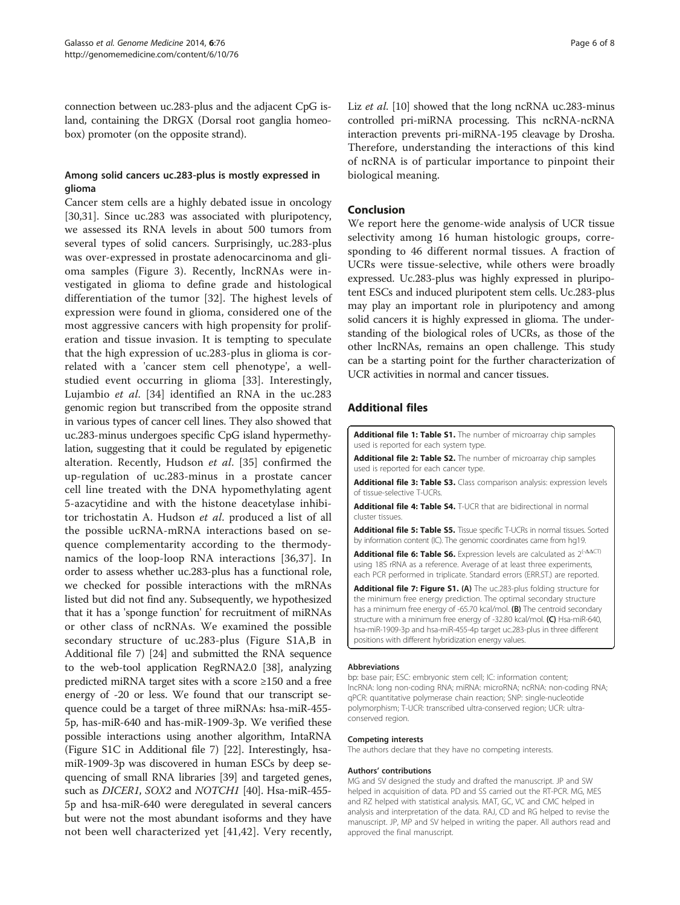connection between uc.283-plus and the adjacent CpG island, containing the DRGX (Dorsal root ganglia homeobox) promoter (on the opposite strand).

### Among solid cancers uc.283-plus is mostly expressed in glioma

Cancer stem cells are a highly debated issue in oncology [30,31]. Since uc.283 was associated with pluripotency, we assessed its RNA levels in about 500 tumors from several types of solid cancers. Surprisingly, uc.283-plus was over-expressed in prostate adenocarcinoma and glioma samples (Figure 3). Recently, lncRNAs were investigated in glioma to define grade and histological differentiation of the tumor [32]. The highest levels of expression were found in glioma, considered one of the most aggressive cancers with high propensity for proliferation and tissue invasion. It is tempting to speculate that the high expression of uc.283-plus in glioma is correlated with a 'cancer stem cell phenotype', a well-studied event occurring in glioma [33]. Interestingly, Lujambio *et al*. [34] identified an RNA in the uc.283 genomic region but transcribed from the opposite strand in various types of cancer cell lines. They also showed that uc.283-minus undergoes specific CpG island hypermethylation, suggesting that it could be regulated by epigenetic alteration. Recently, Hudson *et al*. [35] confirmed the up-regulation of uc.283-minus in a prostate cancer cell line treated with the DNA hypomethylating agent 5-azacytidine and with the histone deacetylase inhibitor trichostatin A. Hudson *et al*. produced a list of all the possible ucRNA-mRNA interactions based on sequence complementarity according to the thermodynamics of the loop-loop RNA interactions [36,37]. In order to assess whether uc.283-plus has a functional role, we checked for possible interactions with the mRNAs listed but did not find any. Subsequently, we hypothesized that it has a 'sponge function' for recruitment of miRNAs or other class of ncRNAs. We examined the possible secondary structure of uc.283-plus (Figure S1A,B in Additional file 7) [24] and submitted the RNA sequence to the web-tool application RegRNA2.0 [38], analyzing predicted miRNA target sites with a score ≥150 and a free energy of -20 or less. We found that our transcript sequence could be a target of three miRNAs: hsa-miR-455-5p, has-miR-640 and has-miR-1909-3p. We verified these possible interactions using another algorithm, IntaRNA (Figure S1C in Additional file 7) [22]. Interestingly, hsa-miR-1909-3p was discovered in human ESCs by deep sequencing of small RNA libraries [39] and targeted genes, such as *DICER1*, *SOX2* and *NOTCH1* [40]. Hsa-miR-455-5p and hsa-miR-640 were deregulated in several cancers but were not the most abundant isoforms and they have not been well characterized yet [41,42]. Very recently, Liz *et al*. [10] showed that the long ncRNA uc.283-minus controlled pri-miRNA processing. This ncRNA-ncRNA interaction prevents pri-miRNA-195 cleavage by Drosha. Therefore, understanding the interactions of this kind of ncRNA is of particular importance to pinpoint their biological meaning.

## Conclusion

We report here the genome-wide analysis of UCR tissue selectivity among 16 human histologic groups, corresponding to 46 different normal tissues. A fraction of UCRs were tissue-selective, while others were broadly expressed. Uc.283-plus was highly expressed in pluripotent ESCs and induced pluripotent stem cells. Uc.283-plus may play an important role in pluripotency and among solid cancers it is highly expressed in glioma. The understanding of the biological roles of UCRs, as those of the other lncRNAs, remains an open challenge. This study can be a starting point for the further characterization of UCR activities in normal and cancer tissues.

## Additional files

**Additional file 1: Table S1.** The number of microarray chip samples used is reported for each system type.

**Additional file 2: Table S2.** The number of microarray chip samples used is reported for each cancer type.

**Additional file 3: Table S3.** Class comparison analysis: expression levels of tissue-selective T-UCRs.

**Additional file 4: Table S4.** T-UCR that are bidirectional in normal cluster tissues.

**Additional file 5: Table S5.** Tissue specific T-UCRs in normal tissues. Sorted by information content (IC). The genomic coordinates came from hg19.

**Additional file 6: Table S6.** Expression levels are calculated as $2^{(-\Delta\Delta CT)}$ using 18S rRNA as a reference. Average of at least three experiments, each PCR performed in triplicate. Standard errors (ERR.ST.) are reported.

**Additional file 7: Figure S1. (A)** The uc.283-plus folding structure for the minimum free energy prediction. The optimal secondary structure has a minimum free energy of -65.70 kcal/mol. **(B)** The centroid secondary structure with a minimum free energy of -32.80 kcal/mol. **(C)** Hsa-miR-640, hsa-miR-1909-3p and hsa-miR-455-4p target uc.283-plus in three different positions with different hybridization energy values.

#### Abbreviations

bp: base pair; ESC: embryonic stem cell; IC: information content; lncRNA: long non-coding RNA; miRNA: microRNA; ncRNA: non-coding RNA; qPCR: quantitative polymerase chain reaction; SNP: single-nucleotide polymorphism; T-UCR: transcribed ultra-conserved region; UCR: ultra-conserved region.

#### Competing interests

The authors declare that they have no competing interests.

#### Authors' contributions

MG and SV designed the study and drafted the manuscript. JP and SW helped in acquisition of data. PD and SS carried out the RT-PCR. MG, MES and RZ helped with statistical analysis. MAT, GC, VC and CMC helped in analysis and interpretation of the data. RAJ, CD and RG helped to revise the manuscript. JP, MP and SV helped in writing the paper. All authors read and approved the final manuscript.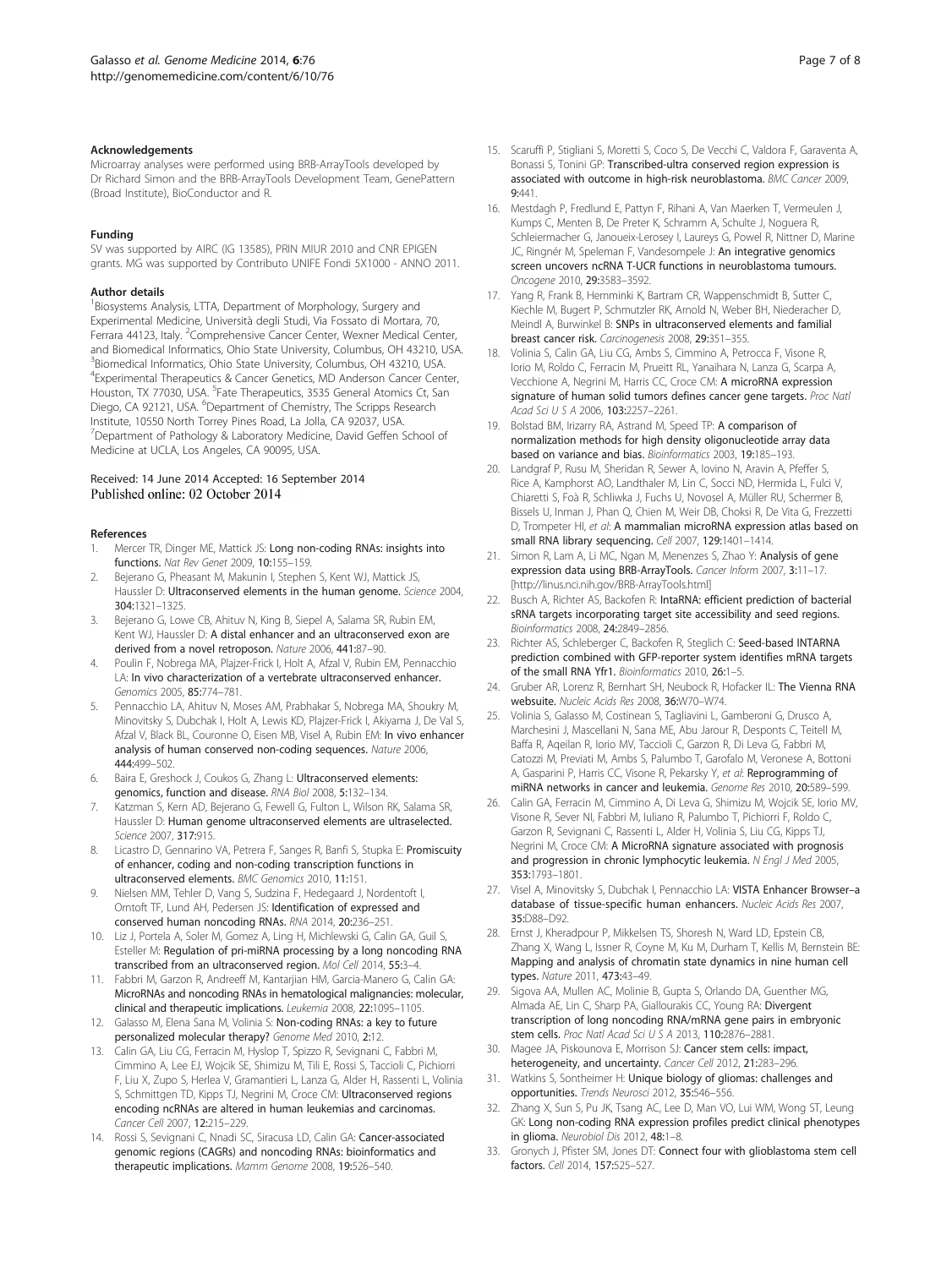#### Acknowledgements

Microarray analyses were performed using BRB-ArrayTools developed by Dr Richard Simon and the BRB-ArrayTools Development Team, GenePattern (Broad Institute), BioConductor and R.

#### Funding

SV was supported by AIRC (IG 13585), PRIN MIUR 2010 and CNR EPIGEN grants. MG was supported by Contributo UNIFE Fondi 5X1000 - ANNO 2011.

#### Author details

[1]Biosystems Analysis, LTTA, Department of Morphology, Surgery and Experimental Medicine, Università degli Studi, Via Fossato di Mortara, 70, Ferrara 44123, Italy. [2]Comprehensive Cancer Center, Wexner Medical Center, and Biomedical Informatics, Ohio State University, Columbus, OH 43210, USA. [3]Biomedical Informatics, Ohio State University, Columbus, OH 43210, USA. [4]Experimental Therapeutics & Cancer Genetics, MD Anderson Cancer Center, Houston, TX 77030, USA. [5]Fate Therapeutics, 3535 General Atomics Ct, San Diego, CA 92121, USA. [6]Department of Chemistry, The Scripps Research Institute, 10550 North Torrey Pines Road, La Jolla, CA 92037, USA. [7]Department of Pathology & Laboratory Medicine, David Geffen School of Medicine at UCLA, Los Angeles, CA 90095, USA.

Received: 14 June 2014 Accepted: 16 September 2014
Published online: 02 October 2014

#### References

1. Mercer TR, Dinger ME, Mattick JS: **Long non-coding RNAs: insights into functions.** *Nat Rev Genet* 2009, **10:**155–159.
2. Bejerano G, Pheasant M, Makunin I, Stephen S, Kent WJ, Mattick JS, Haussler D: **Ultraconserved elements in the human genome.** *Science* 2004, **304:**1321–1325.
3. Bejerano G, Lowe CB, Ahituv N, King B, Siepel A, Salama SR, Rubin EM, Kent WJ, Haussler D: **A distal enhancer and an ultraconserved exon are derived from a novel retroposon.** *Nature* 2006, **441:**87–90.
4. Poulin F, Nobrega MA, Plajzer-Frick I, Holt A, Afzal V, Rubin EM, Pennacchio LA: **In vivo characterization of a vertebrate ultraconserved enhancer.** *Genomics* 2005, **85:**774–781.
5. Pennacchio LA, Ahituv N, Moses AM, Prabhakar S, Nobrega MA, Shoukry M, Minovitsky S, Dubchak I, Holt A, Lewis KD, Plajzer-Frick I, Akiyama J, De Val S, Afzal V, Black BL, Couronne O, Eisen MB, Visel A, Rubin EM: **In vivo enhancer analysis of human conserved non-coding sequences.** *Nature* 2006, **444:**499–502.
6. Baira E, Greshock J, Coukos G, Zhang L: **Ultraconserved elements: genomics, function and disease.** *RNA Biol* 2008, **5:**132–134.
7. Katzman S, Kern AD, Bejerano G, Fewell G, Fulton L, Wilson RK, Salama SR, Haussler D: **Human genome ultraconserved elements are ultraselected.** *Science* 2007, **317:**915.
8. Licastro D, Gennarino VA, Petrera F, Sanges R, Banfi S, Stupka E: **Promiscuity of enhancer, coding and non-coding transcription functions in ultraconserved elements.** *BMC Genomics* 2010, **11:**151.
9. Nielsen MM, Tehler D, Vang S, Sudzina F, Hedegaard J, Nordentoft I, Orntoft TF, Lund AH, Pedersen JS: **Identification of expressed and conserved human noncoding RNAs.** *RNA* 2014, **20:**236–251.
10. Liz J, Portela A, Soler M, Gomez A, Ling H, Michlewski G, Calin GA, Guil S, Esteller M: **Regulation of pri-miRNA processing by a long noncoding RNA transcribed from an ultraconserved region.** *Mol Cell* 2014, **55:**3–4.
11. Fabbri M, Garzon R, Andreeff M, Kantarjian HM, Garcia-Manero G, Calin GA: **MicroRNAs and noncoding RNAs in hematological malignancies: molecular, clinical and therapeutic implications.** *Leukemia* 2008, **22:**1095–1105.
12. Galasso M, Elena Sana M, Volinia S: **Non-coding RNAs: a key to future personalized molecular therapy?** *Genome Med* 2010, **2:**12.
13. Calin GA, Liu CG, Ferracin M, Hyslop T, Spizzo R, Sevignani C, Fabbri M, Cimmino A, Lee EJ, Wojcik SE, Shimizu M, Tili E, Rossi S, Taccioli C, Pichiorri F, Liu X, Zupo S, Herlea V, Gramantieri L, Lanza G, Alder H, Rassenti L, Volinia S, Schmittgen TD, Kipps TJ, Negrini M, Croce CM: **Ultraconserved regions encoding ncRNAs are altered in human leukemias and carcinomas.** *Cancer Cell* 2007, **12:**215–229.
14. Rossi S, Sevignani C, Nnadi SC, Siracusa LD, Calin GA: **Cancer-associated genomic regions (CAGRs) and noncoding RNAs: bioinformatics and therapeutic implications.** *Mamm Genome* 2008, **19:**526–540.
15. Scaruffi P, Stigliani S, Moretti S, Coco S, De Vecchi C, Valdora F, Garaventa A, Bonassi S, Tonini GP: **Transcribed-ultra conserved region expression is associated with outcome in high-risk neuroblastoma.** *BMC Cancer* 2009, **9:**441.
16. Mestdagh P, Fredlund E, Pattyn F, Rihani A, Van Maerken T, Vermeulen J, Kumps C, Menten B, De Preter K, Schramm A, Schulte J, Noguera R, Schleiermacher G, Janoueix-Lerosey I, Laureys G, Powel R, Nittner D, Marine JC, Ringnér M, Speleman F, Vandesompele J: **An integrative genomics screen uncovers ncRNA T-UCR functions in neuroblastoma tumours.** *Oncogene* 2010, **29:**3583–3592.
17. Yang R, Frank B, Hemminki K, Bartram CR, Wappenschmidt B, Sutter C, Kiechle M, Bugert P, Schmutzler RK, Arnold N, Weber BH, Niederacher D, Meindl A, Burwinkel B: **SNPs in ultraconserved elements and familial breast cancer risk.** *Carcinogenesis* 2008, **29:**351–355.
18. Volinia S, Calin GA, Liu CG, Ambs S, Cimmino A, Petrocca F, Visone R, Iorio M, Roldo C, Ferracin M, Prueitt RL, Yanaihara N, Lanza G, Scarpa A, Vecchione A, Negrini M, Harris CC, Croce CM: **A microRNA expression signature of human solid tumors defines cancer gene targets.** *Proc Natl Acad Sci U S A* 2006, **103:**2257–2261.
19. Bolstad BM, Irizarry RA, Astrand M, Speed TP: **A comparison of normalization methods for high density oligonucleotide array data based on variance and bias.** *Bioinformatics* 2003, **19:**185–193.
20. Landgraf P, Rusu M, Sheridan R, Sewer A, Iovino N, Aravin A, Pfeffer S, Rice A, Kamphorst AO, Landthaler M, Lin C, Socci ND, Hermida L, Fulci V, Chiaretti S, Foà R, Schliwka J, Fuchs U, Novosel A, Müller RU, Schermer B, Bissels U, Inman J, Phan Q, Chien M, Weir DB, Choksi R, De Vita G, Frezzetti D, Trompeter HI, *et al*: **A mammalian microRNA expression atlas based on small RNA library sequencing.** *Cell* 2007, **129:**1401–1414.
21. Simon R, Lam A, Li MC, Ngan M, Menenzes S, Zhao Y: **Analysis of gene expression data using BRB-ArrayTools.** *Cancer Inform* 2007, **3:**11–17. [http://linus.nci.nih.gov/BRB-ArrayTools.html]
22. Busch A, Richter AS, Backofen R: **IntaRNA: efficient prediction of bacterial sRNA targets incorporating target site accessibility and seed regions.** *Bioinformatics* 2008, **24:**2849–2856.
23. Richter AS, Schleberger C, Backofen R, Steglich C: **Seed-based INTARNA prediction combined with GFP-reporter system identifies mRNA targets of the small RNA Yfr1.** *Bioinformatics* 2010, **26:**1–5.
24. Gruber AR, Lorenz R, Bernhart SH, Neubock R, Hofacker IL: **The Vienna RNA websuite.** *Nucleic Acids Res* 2008, **36:**W70–W74.
25. Volinia S, Galasso M, Costinean S, Tagliavini L, Gamberoni G, Drusco A, Marchesini J, Mascellani N, Sana ME, Abu Jarour R, Desponts C, Teitell M, Baffa R, Aqeilan R, Iorio MV, Taccioli C, Garzon R, Di Leva G, Fabbri M, Catozzi M, Previati M, Ambs S, Palumbo T, Garofalo M, Veronese A, Bottoni A, Gasparini P, Harris CC, Visone R, Pekarsky Y, *et al*: **Reprogramming of miRNA networks in cancer and leukemia.** *Genome Res* 2010, **20:**589–599.
26. Calin GA, Ferracin M, Cimmino A, Di Leva G, Shimizu M, Wojcik SE, Iorio MV, Visone R, Sever NI, Fabbri M, Iuliano R, Palumbo T, Pichiorri F, Roldo C, Garzon R, Sevignani C, Rassenti L, Alder H, Volinia S, Liu CG, Kipps TJ, Negrini M, Croce CM: **A MicroRNA signature associated with prognosis and progression in chronic lymphocytic leukemia.** *N Engl J Med* 2005, **353:**1793–1801.
27. Visel A, Minovitsky S, Dubchak I, Pennacchio LA: **VISTA Enhancer Browser–a database of tissue-specific human enhancers.** *Nucleic Acids Res* 2007, **35:**D88–D92.
28. Ernst J, Kheradpour P, Mikkelsen TS, Shoresh N, Ward LD, Epstein CB, Zhang X, Wang L, Issner R, Coyne M, Ku M, Durham T, Kellis M, Bernstein BE: **Mapping and analysis of chromatin state dynamics in nine human cell types.** *Nature* 2011, **473:**43–49.
29. Sigova AA, Mullen AC, Molinie B, Gupta S, Orlando DA, Guenther MG, Almada AE, Lin C, Sharp PA, Giallourakis CC, Young RA: **Divergent transcription of long noncoding RNA/mRNA gene pairs in embryonic stem cells.** *Proc Natl Acad Sci U S A* 2013, **110:**2876–2881.
30. Magee JA, Piskounova E, Morrison SJ: **Cancer stem cells: impact, heterogeneity, and uncertainty.** *Cancer Cell* 2012, **21:**283–296.
31. Watkins S, Sontheimer H: **Unique biology of gliomas: challenges and opportunities.** *Trends Neurosci* 2012, **35:**546–556.
32. Zhang X, Sun S, Pu JK, Tsang AC, Lee D, Man VO, Lui WM, Wong ST, Leung GK: **Long non-coding RNA expression profiles predict clinical phenotypes in glioma.** *Neurobiol Dis* 2012, **48:**1–8.
33. Gronych J, Pfister SM, Jones DT: **Connect four with glioblastoma stem cell factors.** *Cell* 2014, **157:**525–527.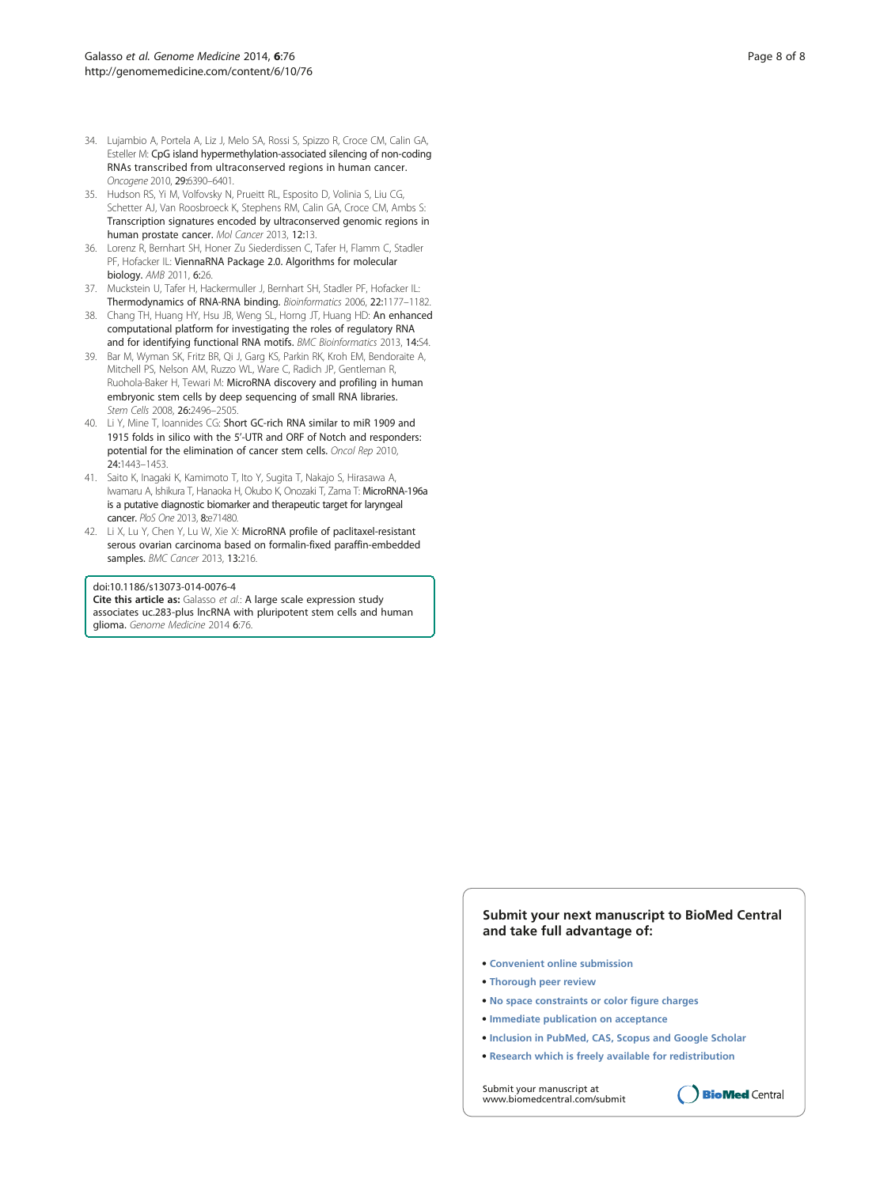34. Lujambio A, Portela A, Liz J, Melo SA, Rossi S, Spizzo R, Croce CM, Calin GA, Esteller M: **CpG island hypermethylation-associated silencing of non-coding RNAs transcribed from ultraconserved regions in human cancer.** *Oncogene* 2010, **29:**6390–6401.
35. Hudson RS, Yi M, Volfovsky N, Prueitt RL, Esposito D, Volinia S, Liu CG, Schetter AJ, Van Roosbroeck K, Stephens RM, Calin GA, Croce CM, Ambs S: **Transcription signatures encoded by ultraconserved genomic regions in human prostate cancer.** *Mol Cancer* 2013, **12:**13.
36. Lorenz R, Bernhart SH, Honer Zu Siederdissen C, Tafer H, Flamm C, Stadler PF, Hofacker IL: **ViennaRNA Package 2.0. Algorithms for molecular biology.** *AMB* 2011, **6:**26.
37. Muckstein U, Tafer H, Hackermuller J, Bernhart SH, Stadler PF, Hofacker IL: **Thermodynamics of RNA-RNA binding.** *Bioinformatics* 2006, **22:**1177–1182.
38. Chang TH, Huang HY, Hsu JB, Weng SL, Horng JT, Huang HD: **An enhanced computational platform for investigating the roles of regulatory RNA and for identifying functional RNA motifs.** *BMC Bioinformatics* 2013, **14:**S4.
39. Bar M, Wyman SK, Fritz BR, Qi J, Garg KS, Parkin RK, Kroh EM, Bendoraite A, Mitchell PS, Nelson AM, Ruzzo WL, Ware C, Radich JP, Gentleman R, Ruohola-Baker H, Tewari M: **MicroRNA discovery and profiling in human embryonic stem cells by deep sequencing of small RNA libraries.** *Stem Cells* 2008, **26:**2496–2505.
40. Li Y, Mine T, Ioannides CG: **Short GC-rich RNA similar to miR 1909 and 1915 folds in silico with the 5'-UTR and ORF of Notch and responders: potential for the elimination of cancer stem cells.** *Oncol Rep* 2010, **24:**1443–1453.
41. Saito K, Inagaki K, Kamimoto T, Ito Y, Sugita T, Nakajo S, Hirasawa A, Iwamaru A, Ishikura T, Hanaoka H, Okubo K, Onozaki T, Zama T: **MicroRNA-196a is a putative diagnostic biomarker and therapeutic target for laryngeal cancer.** *PloS One* 2013, **8:**e71480.
42. Li X, Lu Y, Chen Y, Lu W, Xie X: **MicroRNA profile of paclitaxel-resistant serous ovarian carcinoma based on formalin-fixed paraffin-embedded samples.** *BMC Cancer* 2013, **13:**216.

doi:10.1186/s13073-014-0076-4
**Cite this article as:** Galasso *et al.*: A large scale expression study associates uc.283-plus lncRNA with pluripotent stem cells and human glioma. *Genome Medicine* 2014 **6**:76.

**Submit your next manuscript to BioMed Central and take full advantage of:**

- **Convenient online submission**
- **Thorough peer review**
- **No space constraints or color figure charges**
- **Immediate publication on acceptance**
- **Inclusion in PubMed, CAS, Scopus and Google Scholar**
- **Research which is freely available for redistribution**

Submit your manuscript at
www.biomedcentral.com/submit

BioMed Central